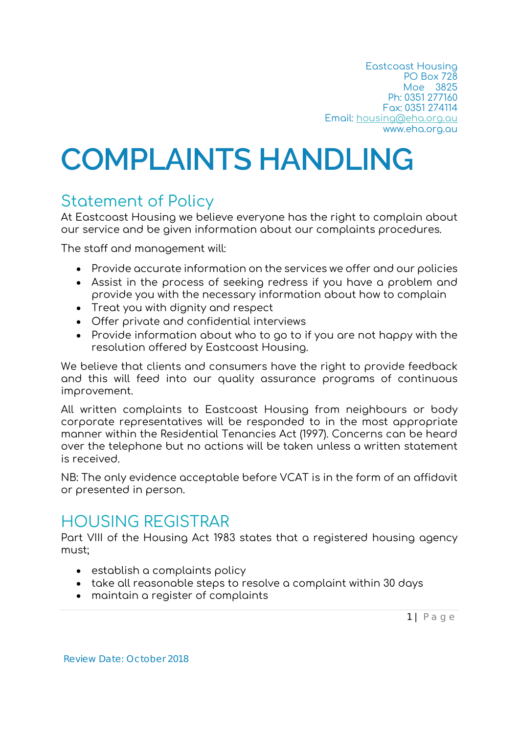Eastcoast Housing
PO Box 728
Moe 3825
Ph: 0351 277160
Fax: 0351 274114
Email: housing@eha.org.au
www.eha.org.au

# COMPLAINTS HANDLING

## Statement of Policy

At Eastcoast Housing we believe everyone has the right to complain about our service and be given information about our complaints procedures.

The staff and management will:

- Provide accurate information on the services we offer and our policies
- Assist in the process of seeking redress if you have a problem and provide you with the necessary information about how to complain
- Treat you with dignity and respect
- Offer private and confidential interviews
- Provide information about who to go to if you are not happy with the resolution offered by Eastcoast Housing.

We believe that clients and consumers have the right to provide feedback and this will feed into our quality assurance programs of continuous improvement.

All written complaints to Eastcoast Housing from neighbours or body corporate representatives will be responded to in the most appropriate manner within the Residential Tenancies Act (1997). Concerns can be heard over the telephone but no actions will be taken unless a written statement is received.

NB: The only evidence acceptable before VCAT is in the form of an affidavit or presented in person.

## HOUSING REGISTRAR

Part VIII of the Housing Act 1983 states that a registered housing agency must;

- establish a complaints policy
- take all reasonable steps to resolve a complaint within 30 days
- maintain a register of complaints

Review Date: October 2018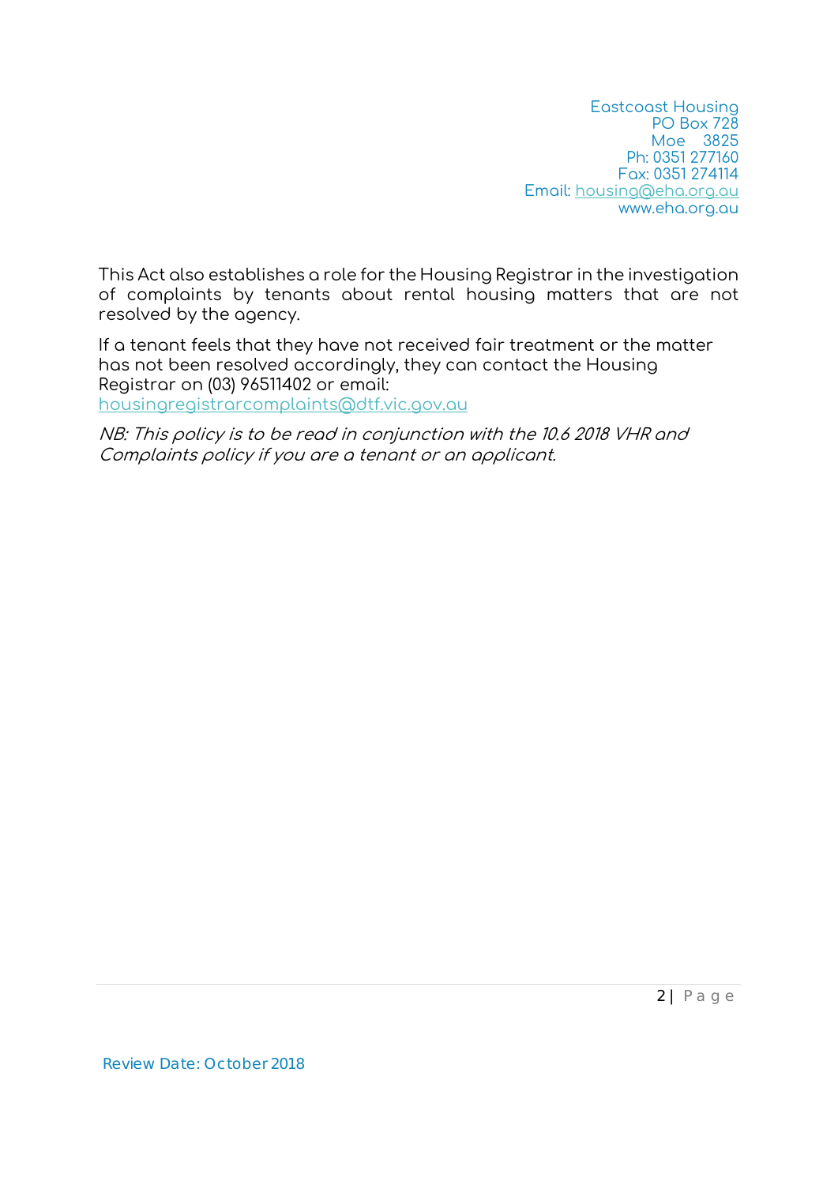This Act also establishes a role for the Housing Registrar in the investigation of complaints by tenants about rental housing matters that are not resolved by the agency.

If a tenant feels that they have not received fair treatment or the matter has not been resolved accordingly, they can contact the Housing Registrar on (03) 96511402 or email: housingregistrarcomplaints@dtf.vic.gov.au

*NB: This policy is to be read in conjunction with the 10.6 2018 VHR and Complaints policy if you are a tenant or an applicant.*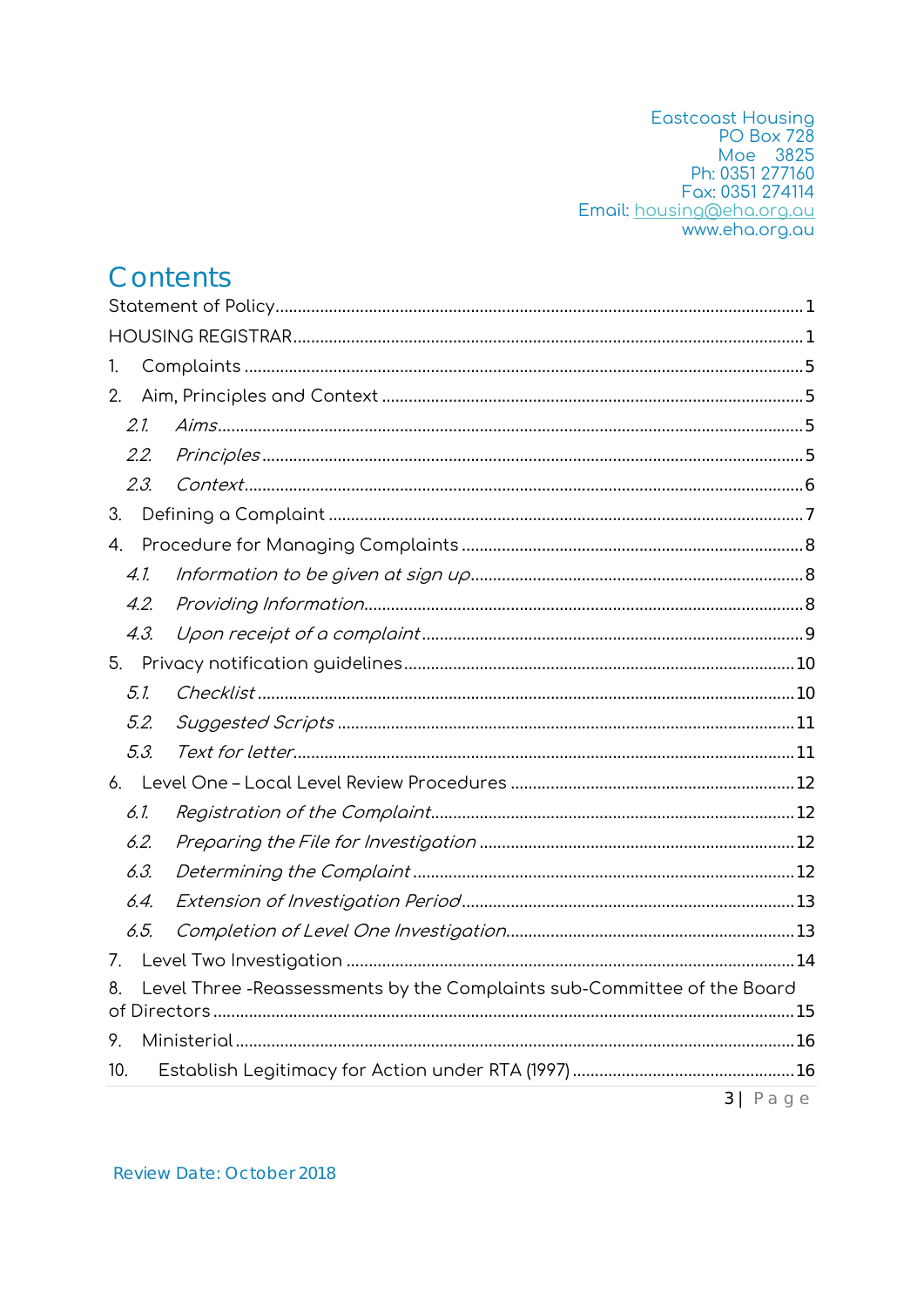Eastcoast Housing
PO Box 728
Moe 3825
Ph: 0351 277160
Fax: 0351 274114
Email: housing@eha.org.au
www.eha.org.au

# Contents

Statement of Policy ........ 1

HOUSING REGISTRAR ........ 1

1. Complaints ........ 5
2. Aim, Principles and Context ........ 5
   - *2.1. Aims* ........ 5
   - *2.2. Principles* ........ 5
   - *2.3. Context* ........ 6
3. Defining a Complaint ........ 7
4. Procedure for Managing Complaints ........ 8
   - *4.1. Information to be given at sign up* ........ 8
   - *4.2. Providing Information* ........ 8
   - *4.3. Upon receipt of a complaint* ........ 9
5. Privacy notification guidelines ........ 10
   - *5.1. Checklist* ........ 10
   - *5.2. Suggested Scripts* ........ 11
   - *5.3. Text for letter* ........ 11
6. Level One – Local Level Review Procedures ........ 12
   - *6.1. Registration of the Complaint* ........ 12
   - *6.2. Preparing the File for Investigation* ........ 12
   - *6.3. Determining the Complaint* ........ 12
   - *6.4. Extension of Investigation Period* ........ 13
   - *6.5. Completion of Level One Investigation* ........ 13
7. Level Two Investigation ........ 14
8. Level Three -Reassessments by the Complaints sub-Committee of the Board of Directors ........ 15
9. Ministerial ........ 16
10. Establish Legitimacy for Action under RTA (1997) ........ 16

Review Date: October 2018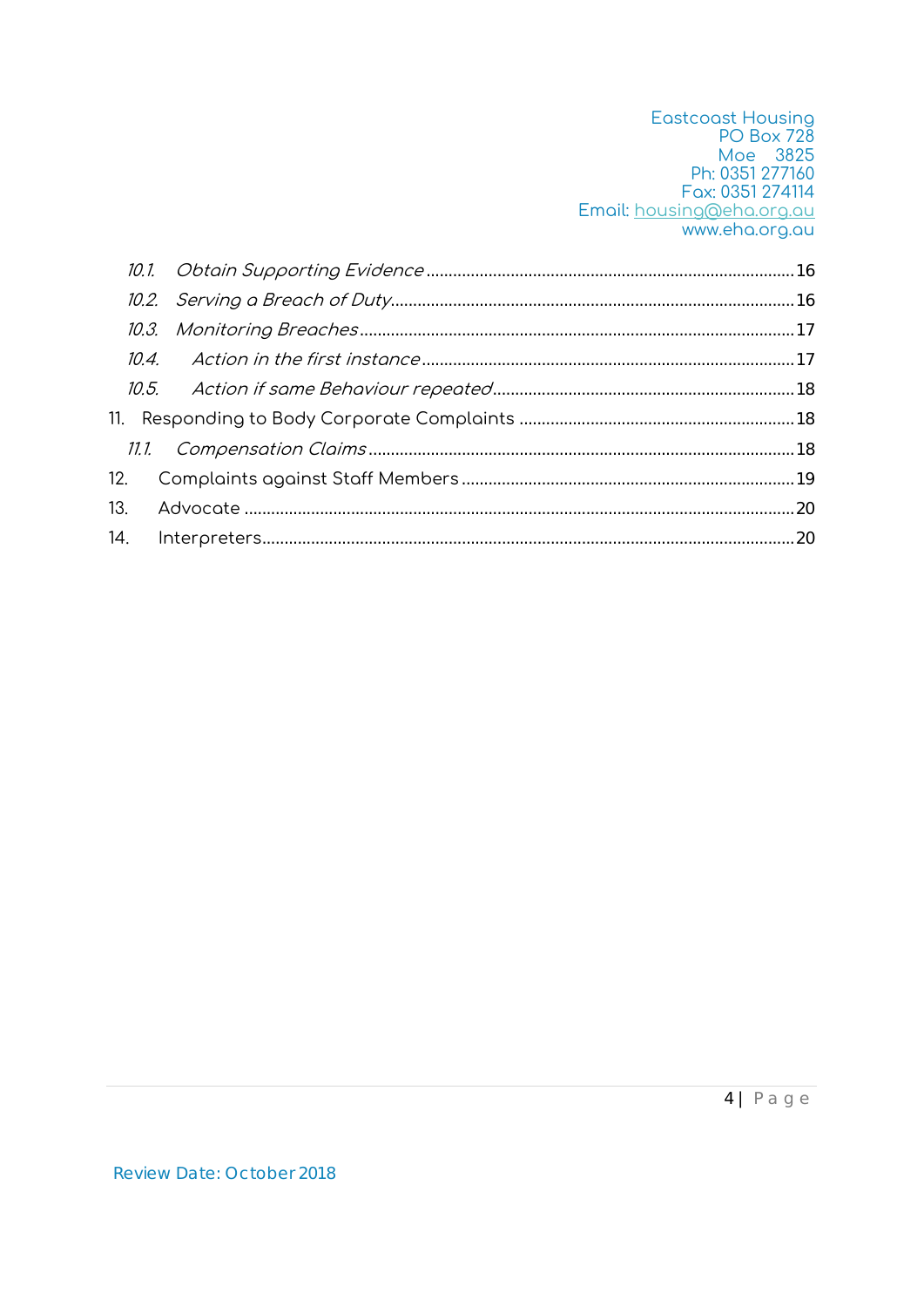Eastcoast Housing
PO Box 728
Moe 3825
Ph: 0351 277160
Fax: 0351 274114
Email: housing@eha.org.au
www.eha.org.au

- *10.1. Obtain Supporting Evidence* ..... 16
- *10.2. Serving a Breach of Duty* ..... 16
- *10.3. Monitoring Breaches* ..... 17
- *10.4. Action in the first instance* ..... 17
- *10.5. Action if same Behaviour repeated* ..... 18

11. Responding to Body Corporate Complaints ..... 18
   - *11.1. Compensation Claims* ..... 18
12. Complaints against Staff Members ..... 19
13. Advocate ..... 20
14. Interpreters ..... 20

Review Date: October 2018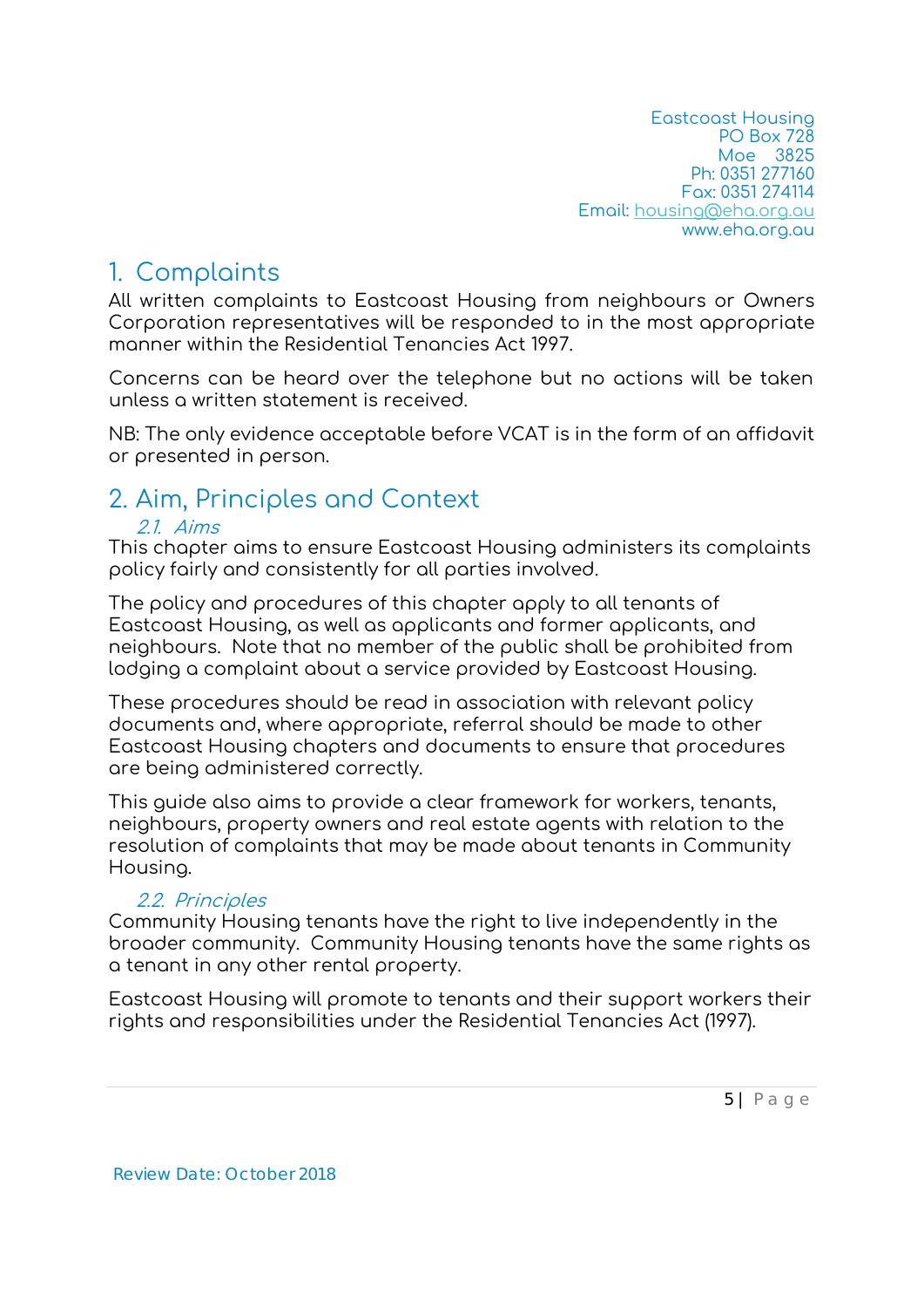Eastcoast Housing
PO Box 728
Moe 3825
Ph: 0351 277160
Fax: 0351 274114
Email: housing@eha.org.au
www.eha.org.au

# 1. Complaints

All written complaints to Eastcoast Housing from neighbours or Owners Corporation representatives will be responded to in the most appropriate manner within the Residential Tenancies Act 1997.

Concerns can be heard over the telephone but no actions will be taken unless a written statement is received.

NB: The only evidence acceptable before VCAT is in the form of an affidavit or presented in person.

# 2. Aim, Principles and Context

## *2.1. Aims*

This chapter aims to ensure Eastcoast Housing administers its complaints policy fairly and consistently for all parties involved.

The policy and procedures of this chapter apply to all tenants of Eastcoast Housing, as well as applicants and former applicants, and neighbours. Note that no member of the public shall be prohibited from lodging a complaint about a service provided by Eastcoast Housing.

These procedures should be read in association with relevant policy documents and, where appropriate, referral should be made to other Eastcoast Housing chapters and documents to ensure that procedures are being administered correctly.

This guide also aims to provide a clear framework for workers, tenants, neighbours, property owners and real estate agents with relation to the resolution of complaints that may be made about tenants in Community Housing.

## *2.2. Principles*

Community Housing tenants have the right to live independently in the broader community. Community Housing tenants have the same rights as a tenant in any other rental property.

Eastcoast Housing will promote to tenants and their support workers their rights and responsibilities under the Residential Tenancies Act (1997).

Review Date: October 2018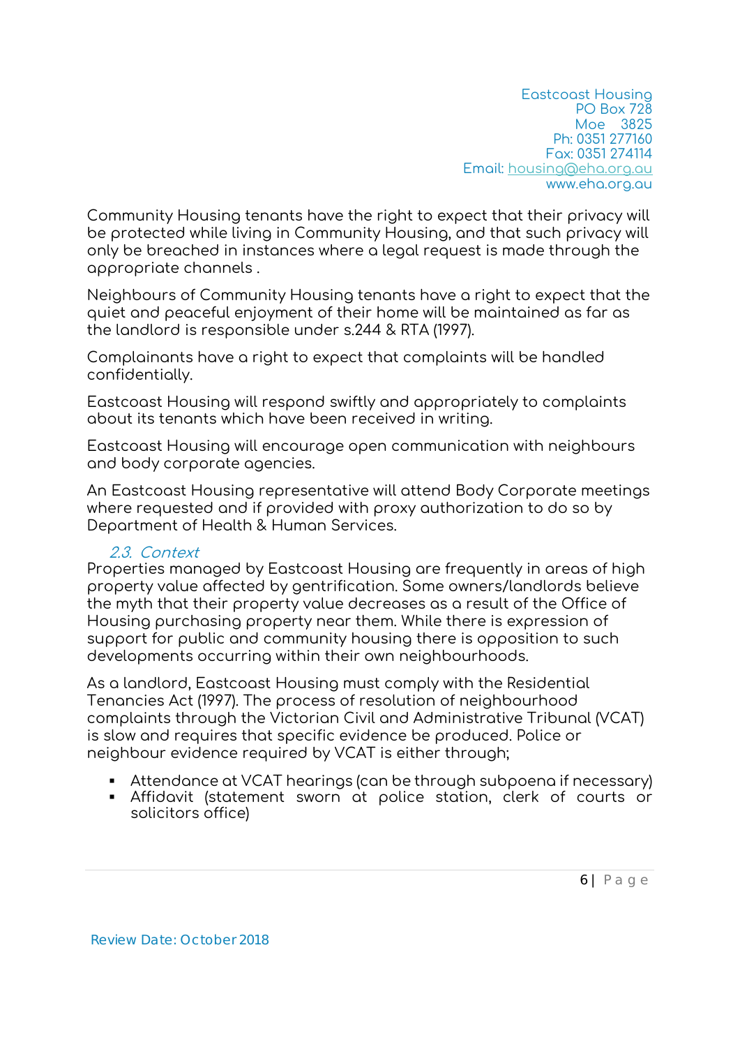Community Housing tenants have the right to expect that their privacy will be protected while living in Community Housing, and that such privacy will only be breached in instances where a legal request is made through the appropriate channels .

Neighbours of Community Housing tenants have a right to expect that the quiet and peaceful enjoyment of their home will be maintained as far as the landlord is responsible under s.244 & RTA (1997).

Complainants have a right to expect that complaints will be handled confidentially.

Eastcoast Housing will respond swiftly and appropriately to complaints about its tenants which have been received in writing.

Eastcoast Housing will encourage open communication with neighbours and body corporate agencies.

An Eastcoast Housing representative will attend Body Corporate meetings where requested and if provided with proxy authorization to do so by Department of Health & Human Services.

### 2.3. Context

Properties managed by Eastcoast Housing are frequently in areas of high property value affected by gentrification. Some owners/landlords believe the myth that their property value decreases as a result of the Office of Housing purchasing property near them. While there is expression of support for public and community housing there is opposition to such developments occurring within their own neighbourhoods.

As a landlord, Eastcoast Housing must comply with the Residential Tenancies Act (1997). The process of resolution of neighbourhood complaints through the Victorian Civil and Administrative Tribunal (VCAT) is slow and requires that specific evidence be produced. Police or neighbour evidence required by VCAT is either through;

- Attendance at VCAT hearings (can be through subpoena if necessary)
- Affidavit (statement sworn at police station, clerk of courts or solicitors office)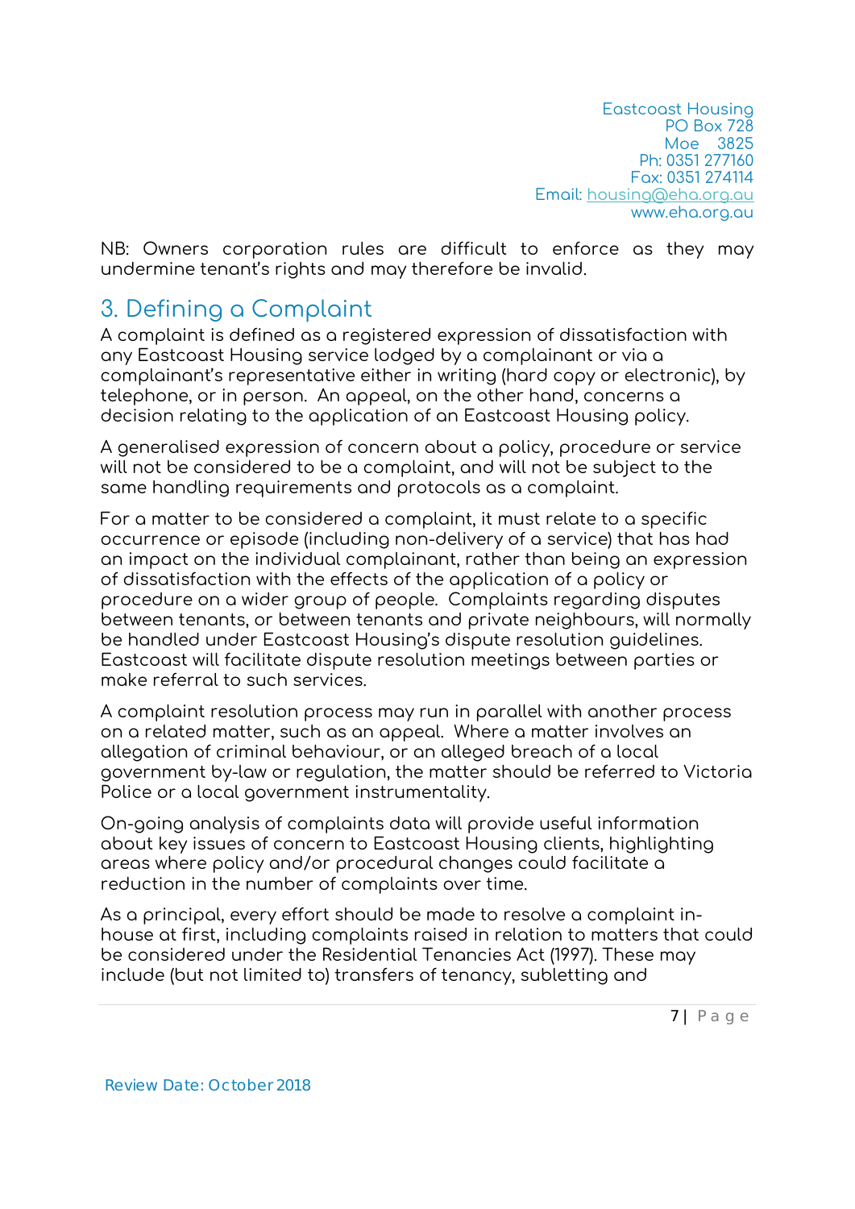NB: Owners corporation rules are difficult to enforce as they may undermine tenant's rights and may therefore be invalid.

## 3. Defining a Complaint

A complaint is defined as a registered expression of dissatisfaction with any Eastcoast Housing service lodged by a complainant or via a complainant's representative either in writing (hard copy or electronic), by telephone, or in person. An appeal, on the other hand, concerns a decision relating to the application of an Eastcoast Housing policy.

A generalised expression of concern about a policy, procedure or service will not be considered to be a complaint, and will not be subject to the same handling requirements and protocols as a complaint.

For a matter to be considered a complaint, it must relate to a specific occurrence or episode (including non-delivery of a service) that has had an impact on the individual complainant, rather than being an expression of dissatisfaction with the effects of the application of a policy or procedure on a wider group of people. Complaints regarding disputes between tenants, or between tenants and private neighbours, will normally be handled under Eastcoast Housing's dispute resolution guidelines. Eastcoast will facilitate dispute resolution meetings between parties or make referral to such services.

A complaint resolution process may run in parallel with another process on a related matter, such as an appeal. Where a matter involves an allegation of criminal behaviour, or an alleged breach of a local government by-law or regulation, the matter should be referred to Victoria Police or a local government instrumentality.

On-going analysis of complaints data will provide useful information about key issues of concern to Eastcoast Housing clients, highlighting areas where policy and/or procedural changes could facilitate a reduction in the number of complaints over time.

As a principal, every effort should be made to resolve a complaint in-house at first, including complaints raised in relation to matters that could be considered under the Residential Tenancies Act (1997). These may include (but not limited to) transfers of tenancy, subletting and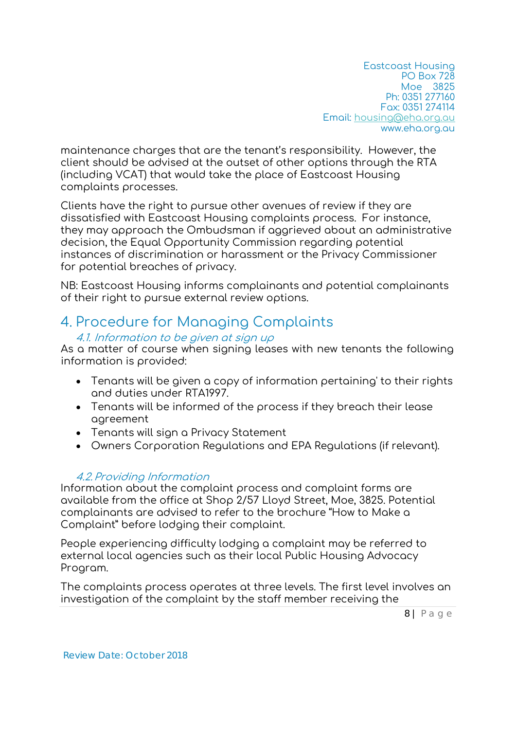maintenance charges that are the tenant's responsibility. However, the client should be advised at the outset of other options through the RTA (including VCAT) that would take the place of Eastcoast Housing complaints processes.

Clients have the right to pursue other avenues of review if they are dissatisfied with Eastcoast Housing complaints process. For instance, they may approach the Ombudsman if aggrieved about an administrative decision, the Equal Opportunity Commission regarding potential instances of discrimination or harassment or the Privacy Commissioner for potential breaches of privacy.

NB: Eastcoast Housing informs complainants and potential complainants of their right to pursue external review options.

# 4. Procedure for Managing Complaints

## *4.1. Information to be given at sign up*

As a matter of course when signing leases with new tenants the following information is provided:

- Tenants will be given a copy of information pertaining' to their rights and duties under RTA1997.
- Tenants will be informed of the process if they breach their lease agreement
- Tenants will sign a Privacy Statement
- Owners Corporation Regulations and EPA Regulations (if relevant).

## *4.2. Providing Information*

Information about the complaint process and complaint forms are available from the office at Shop 2/57 Lloyd Street, Moe, 3825. Potential complainants are advised to refer to the brochure "How to Make a Complaint" before lodging their complaint.

People experiencing difficulty lodging a complaint may be referred to external local agencies such as their local Public Housing Advocacy Program.

The complaints process operates at three levels. The first level involves an investigation of the complaint by the staff member receiving the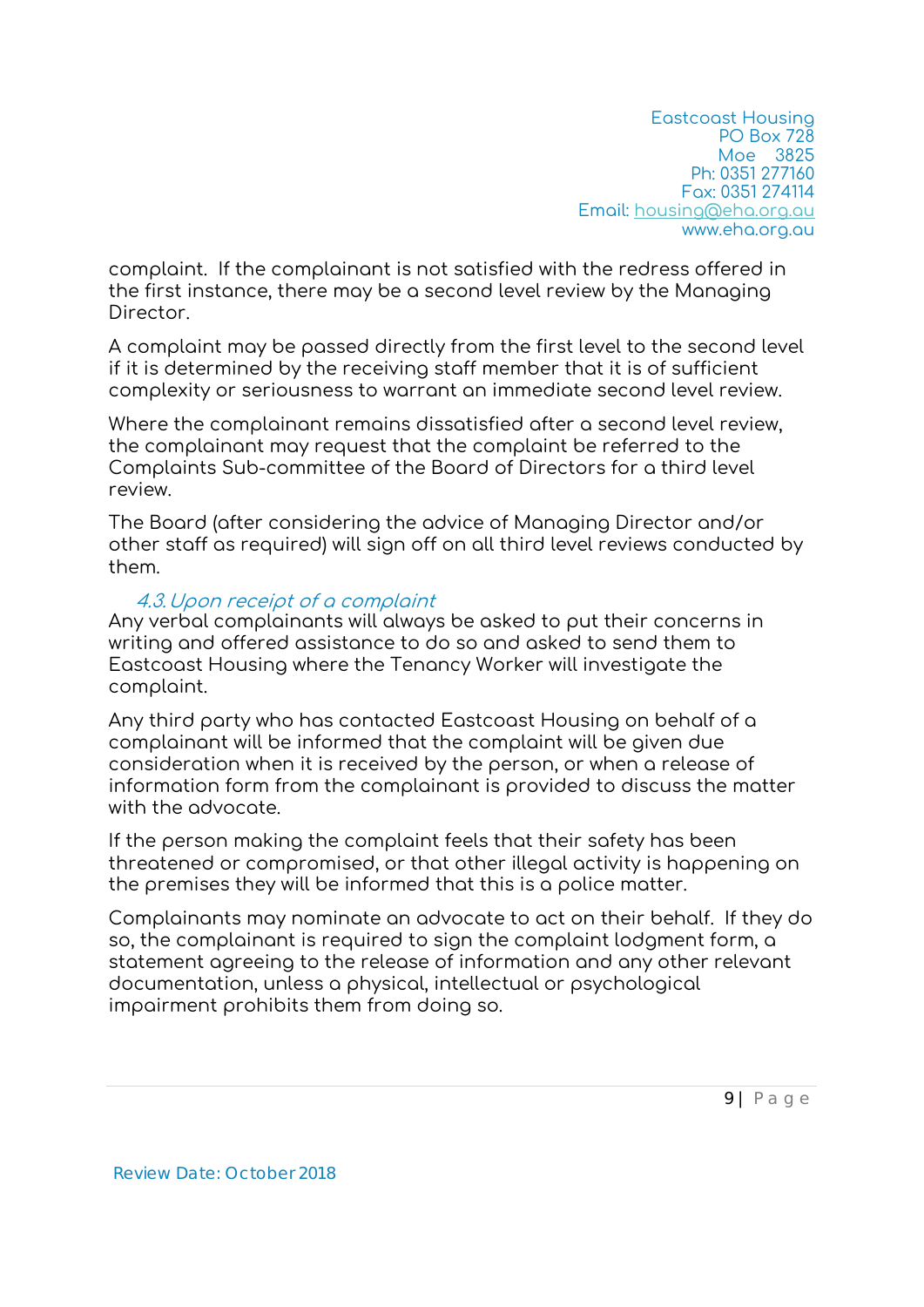complaint. If the complainant is not satisfied with the redress offered in the first instance, there may be a second level review by the Managing Director.

A complaint may be passed directly from the first level to the second level if it is determined by the receiving staff member that it is of sufficient complexity or seriousness to warrant an immediate second level review.

Where the complainant remains dissatisfied after a second level review, the complainant may request that the complaint be referred to the Complaints Sub-committee of the Board of Directors for a third level review.

The Board (after considering the advice of Managing Director and/or other staff as required) will sign off on all third level reviews conducted by them.

### *4.3. Upon receipt of a complaint*

Any verbal complainants will always be asked to put their concerns in writing and offered assistance to do so and asked to send them to Eastcoast Housing where the Tenancy Worker will investigate the complaint.

Any third party who has contacted Eastcoast Housing on behalf of a complainant will be informed that the complaint will be given due consideration when it is received by the person, or when a release of information form from the complainant is provided to discuss the matter with the advocate.

If the person making the complaint feels that their safety has been threatened or compromised, or that other illegal activity is happening on the premises they will be informed that this is a police matter.

Complainants may nominate an advocate to act on their behalf. If they do so, the complainant is required to sign the complaint lodgment form, a statement agreeing to the release of information and any other relevant documentation, unless a physical, intellectual or psychological impairment prohibits them from doing so.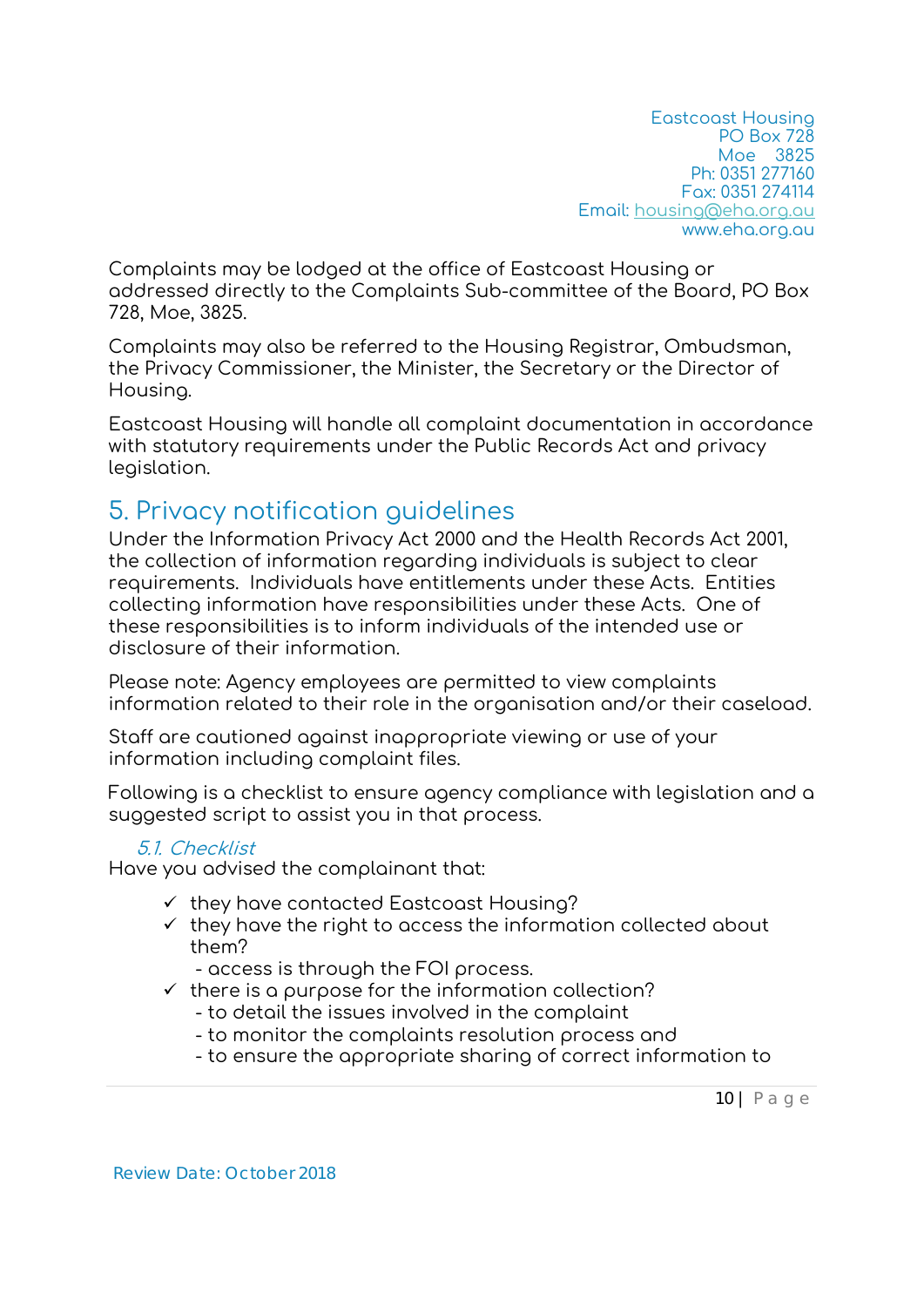Eastcoast Housing
PO Box 728
Moe 3825
Ph: 0351 277160
Fax: 0351 274114
Email: housing@eha.org.au
www.eha.org.au

Complaints may be lodged at the office of Eastcoast Housing or addressed directly to the Complaints Sub-committee of the Board, PO Box 728, Moe, 3825.

Complaints may also be referred to the Housing Registrar, Ombudsman, the Privacy Commissioner, the Minister, the Secretary or the Director of Housing.

Eastcoast Housing will handle all complaint documentation in accordance with statutory requirements under the Public Records Act and privacy legislation.

## 5. Privacy notification guidelines

Under the Information Privacy Act 2000 and the Health Records Act 2001, the collection of information regarding individuals is subject to clear requirements. Individuals have entitlements under these Acts. Entities collecting information have responsibilities under these Acts. One of these responsibilities is to inform individuals of the intended use or disclosure of their information.

Please note: Agency employees are permitted to view complaints information related to their role in the organisation and/or their caseload.

Staff are cautioned against inappropriate viewing or use of your information including complaint files.

Following is a checklist to ensure agency compliance with legislation and a suggested script to assist you in that process.

### *5.1. Checklist*

Have you advised the complainant that:

- ✓ they have contacted Eastcoast Housing?
- ✓ they have the right to access the information collected about them?
  - access is through the FOI process.
- ✓ there is a purpose for the information collection?
  - to detail the issues involved in the complaint
  - to monitor the complaints resolution process and
  - to ensure the appropriate sharing of correct information to

Review Date: October 2018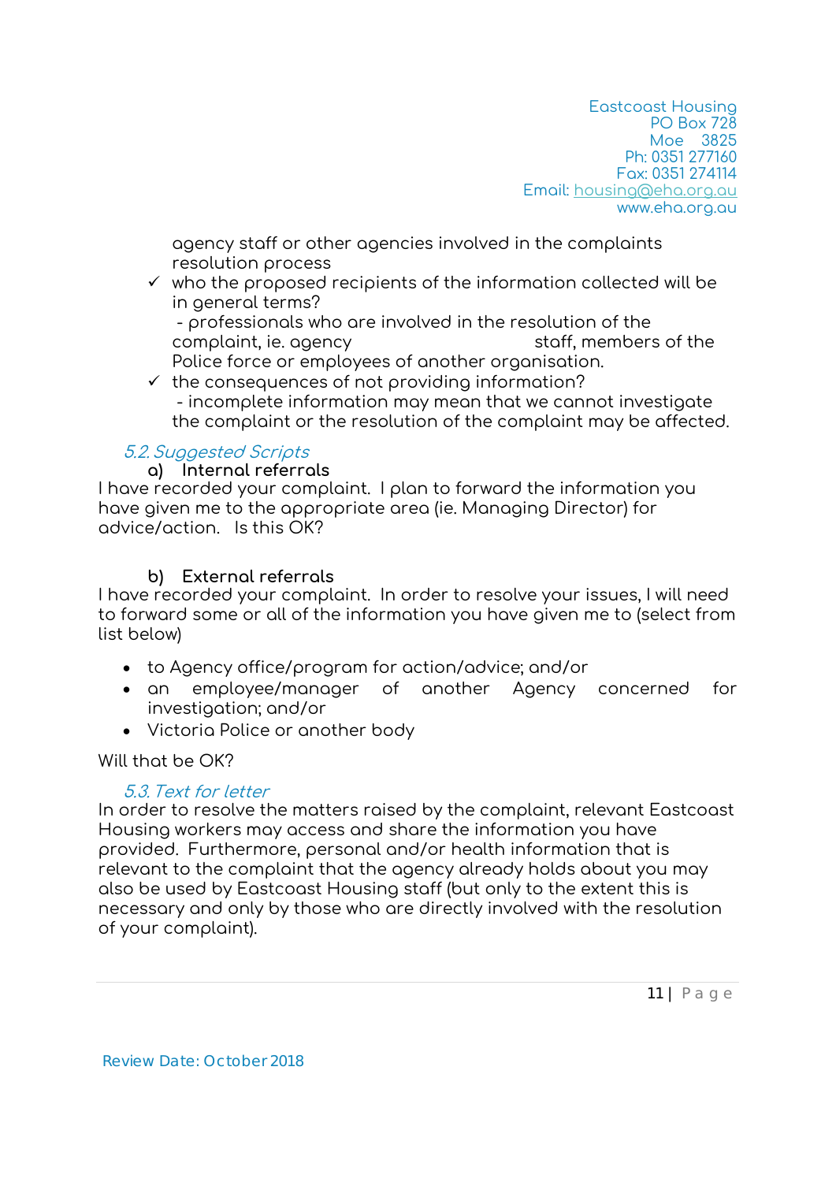agency staff or other agencies involved in the complaints resolution process

- ✓ who the proposed recipients of the information collected will be in general terms?
  - professionals who are involved in the resolution of the complaint, ie. agency staff, members of the Police force or employees of another organisation.
- ✓ the consequences of not providing information?
  - incomplete information may mean that we cannot investigate the complaint or the resolution of the complaint may be affected.

### *5.2. Suggested Scripts*

**a) Internal referrals**

I have recorded your complaint. I plan to forward the information you have given me to the appropriate area (ie. Managing Director) for advice/action. Is this OK?

**b) External referrals**

I have recorded your complaint. In order to resolve your issues, I will need to forward some or all of the information you have given me to (select from list below)

- to Agency office/program for action/advice; and/or
- an employee/manager of another Agency concerned for investigation; and/or
- Victoria Police or another body

Will that be OK?

### *5.3. Text for letter*

In order to resolve the matters raised by the complaint, relevant Eastcoast Housing workers may access and share the information you have provided. Furthermore, personal and/or health information that is relevant to the complaint that the agency already holds about you may also be used by Eastcoast Housing staff (but only to the extent this is necessary and only by those who are directly involved with the resolution of your complaint).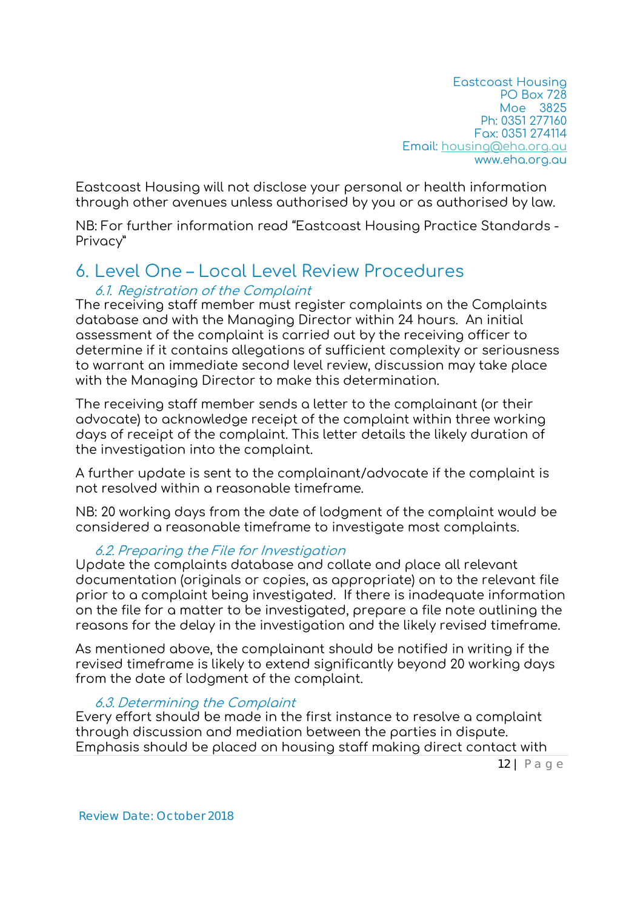Eastcoast Housing will not disclose your personal or health information through other avenues unless authorised by you or as authorised by law.

NB: For further information read "Eastcoast Housing Practice Standards - Privacy"

## 6. Level One – Local Level Review Procedures

### *6.1. Registration of the Complaint*

The receiving staff member must register complaints on the Complaints database and with the Managing Director within 24 hours. An initial assessment of the complaint is carried out by the receiving officer to determine if it contains allegations of sufficient complexity or seriousness to warrant an immediate second level review, discussion may take place with the Managing Director to make this determination.

The receiving staff member sends a letter to the complainant (or their advocate) to acknowledge receipt of the complaint within three working days of receipt of the complaint. This letter details the likely duration of the investigation into the complaint.

A further update is sent to the complainant/advocate if the complaint is not resolved within a reasonable timeframe.

NB: 20 working days from the date of lodgment of the complaint would be considered a reasonable timeframe to investigate most complaints.

### *6.2. Preparing the File for Investigation*

Update the complaints database and collate and place all relevant documentation (originals or copies, as appropriate) on to the relevant file prior to a complaint being investigated. If there is inadequate information on the file for a matter to be investigated, prepare a file note outlining the reasons for the delay in the investigation and the likely revised timeframe.

As mentioned above, the complainant should be notified in writing if the revised timeframe is likely to extend significantly beyond 20 working days from the date of lodgment of the complaint.

### *6.3. Determining the Complaint*

Every effort should be made in the first instance to resolve a complaint through discussion and mediation between the parties in dispute. Emphasis should be placed on housing staff making direct contact with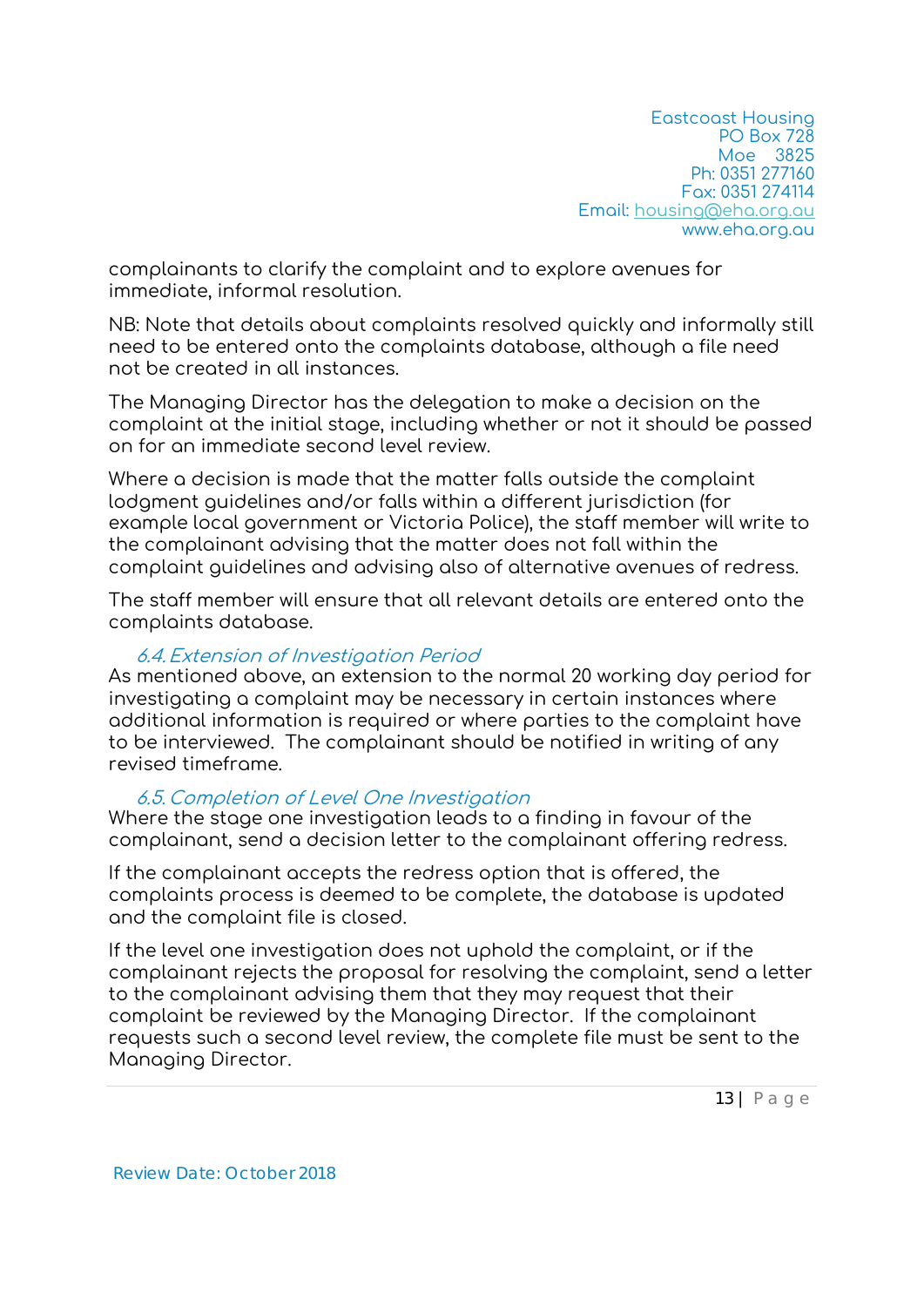complainants to clarify the complaint and to explore avenues for immediate, informal resolution.

NB: Note that details about complaints resolved quickly and informally still need to be entered onto the complaints database, although a file need not be created in all instances.

The Managing Director has the delegation to make a decision on the complaint at the initial stage, including whether or not it should be passed on for an immediate second level review.

Where a decision is made that the matter falls outside the complaint lodgment guidelines and/or falls within a different jurisdiction (for example local government or Victoria Police), the staff member will write to the complainant advising that the matter does not fall within the complaint guidelines and advising also of alternative avenues of redress.

The staff member will ensure that all relevant details are entered onto the complaints database.

### 6.4. Extension of Investigation Period

As mentioned above, an extension to the normal 20 working day period for investigating a complaint may be necessary in certain instances where additional information is required or where parties to the complaint have to be interviewed. The complainant should be notified in writing of any revised timeframe.

### 6.5. Completion of Level One Investigation

Where the stage one investigation leads to a finding in favour of the complainant, send a decision letter to the complainant offering redress.

If the complainant accepts the redress option that is offered, the complaints process is deemed to be complete, the database is updated and the complaint file is closed.

If the level one investigation does not uphold the complaint, or if the complainant rejects the proposal for resolving the complaint, send a letter to the complainant advising them that they may request that their complaint be reviewed by the Managing Director. If the complainant requests such a second level review, the complete file must be sent to the Managing Director.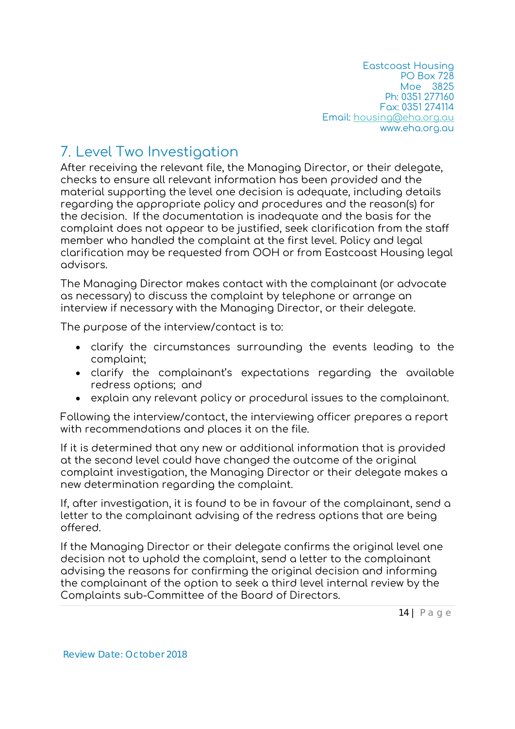## 7. Level Two Investigation

After receiving the relevant file, the Managing Director, or their delegate, checks to ensure all relevant information has been provided and the material supporting the level one decision is adequate, including details regarding the appropriate policy and procedures and the reason(s) for the decision. If the documentation is inadequate and the basis for the complaint does not appear to be justified, seek clarification from the staff member who handled the complaint at the first level. Policy and legal clarification may be requested from OOH or from Eastcoast Housing legal advisors.

The Managing Director makes contact with the complainant (or advocate as necessary) to discuss the complaint by telephone or arrange an interview if necessary with the Managing Director, or their delegate.

The purpose of the interview/contact is to:

- clarify the circumstances surrounding the events leading to the complaint;
- clarify the complainant's expectations regarding the available redress options; and
- explain any relevant policy or procedural issues to the complainant.

Following the interview/contact, the interviewing officer prepares a report with recommendations and places it on the file.

If it is determined that any new or additional information that is provided at the second level could have changed the outcome of the original complaint investigation, the Managing Director or their delegate makes a new determination regarding the complaint.

If, after investigation, it is found to be in favour of the complainant, send a letter to the complainant advising of the redress options that are being offered.

If the Managing Director or their delegate confirms the original level one decision not to uphold the complaint, send a letter to the complainant advising the reasons for confirming the original decision and informing the complainant of the option to seek a third level internal review by the Complaints sub-Committee of the Board of Directors.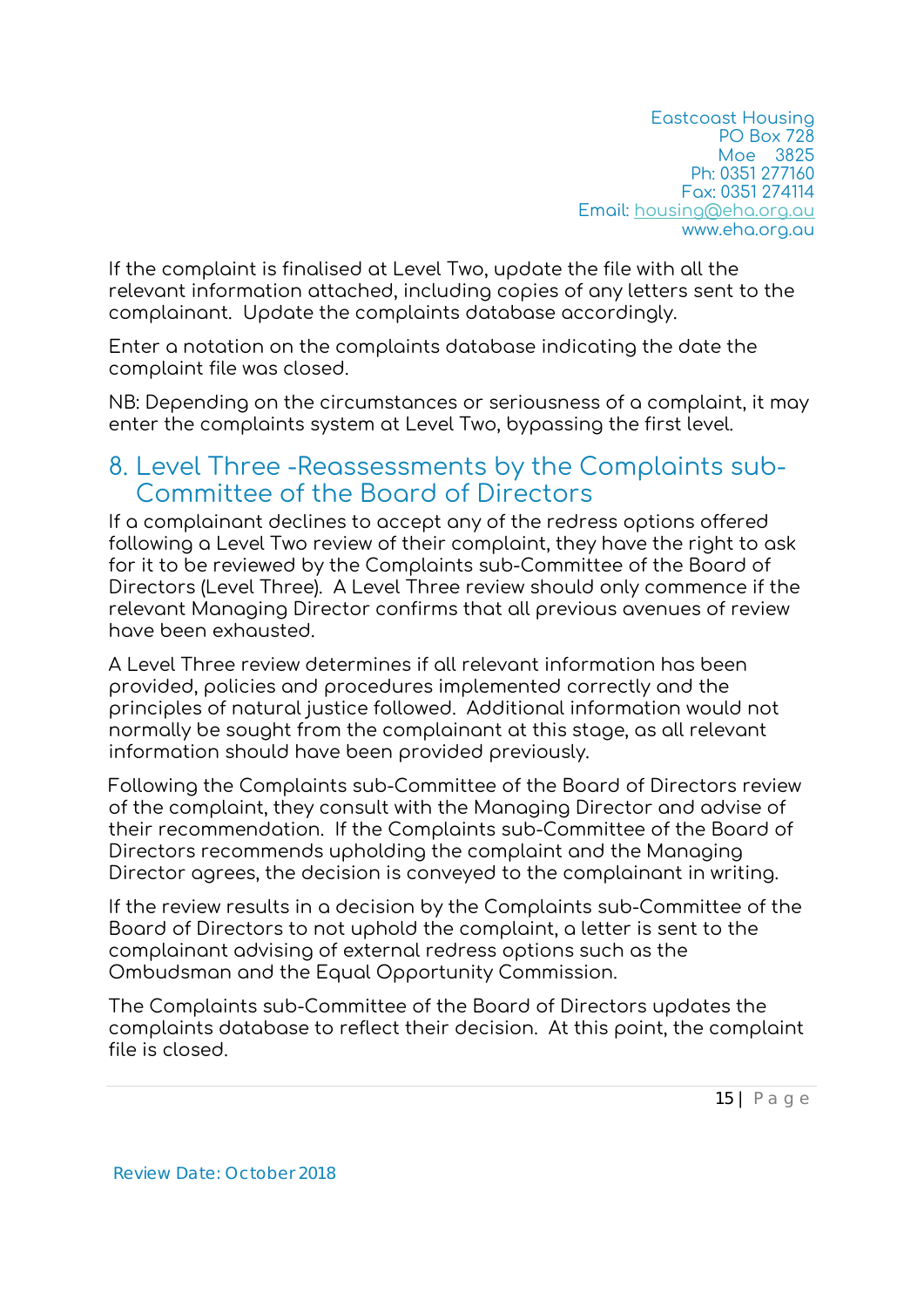If the complaint is finalised at Level Two, update the file with all the relevant information attached, including copies of any letters sent to the complainant. Update the complaints database accordingly.

Enter a notation on the complaints database indicating the date the complaint file was closed.

NB: Depending on the circumstances or seriousness of a complaint, it may enter the complaints system at Level Two, bypassing the first level.

## 8. Level Three -Reassessments by the Complaints sub-Committee of the Board of Directors

If a complainant declines to accept any of the redress options offered following a Level Two review of their complaint, they have the right to ask for it to be reviewed by the Complaints sub-Committee of the Board of Directors (Level Three). A Level Three review should only commence if the relevant Managing Director confirms that all previous avenues of review have been exhausted.

A Level Three review determines if all relevant information has been provided, policies and procedures implemented correctly and the principles of natural justice followed. Additional information would not normally be sought from the complainant at this stage, as all relevant information should have been provided previously.

Following the Complaints sub-Committee of the Board of Directors review of the complaint, they consult with the Managing Director and advise of their recommendation. If the Complaints sub-Committee of the Board of Directors recommends upholding the complaint and the Managing Director agrees, the decision is conveyed to the complainant in writing.

If the review results in a decision by the Complaints sub-Committee of the Board of Directors to not uphold the complaint, a letter is sent to the complainant advising of external redress options such as the Ombudsman and the Equal Opportunity Commission.

The Complaints sub-Committee of the Board of Directors updates the complaints database to reflect their decision. At this point, the complaint file is closed.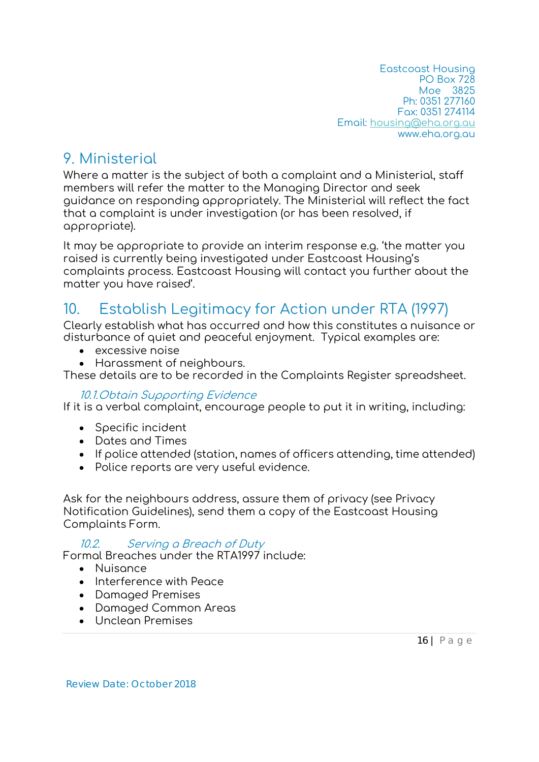## 9. Ministerial

Where a matter is the subject of both a complaint and a Ministerial, staff members will refer the matter to the Managing Director and seek guidance on responding appropriately. The Ministerial will reflect the fact that a complaint is under investigation (or has been resolved, if appropriate).

It may be appropriate to provide an interim response e.g. 'the matter you raised is currently being investigated under Eastcoast Housing's complaints process. Eastcoast Housing will contact you further about the matter you have raised'.

## 10. Establish Legitimacy for Action under RTA (1997)

Clearly establish what has occurred and how this constitutes a nuisance or disturbance of quiet and peaceful enjoyment. Typical examples are:

- excessive noise
- Harassment of neighbours.

These details are to be recorded in the Complaints Register spreadsheet.

### *10.1. Obtain Supporting Evidence*

If it is a verbal complaint, encourage people to put it in writing, including:

- Specific incident
- Dates and Times
- If police attended (station, names of officers attending, time attended)
- Police reports are very useful evidence.

Ask for the neighbours address, assure them of privacy (see Privacy Notification Guidelines), send them a copy of the Eastcoast Housing Complaints Form.

### *10.2. Serving a Breach of Duty*

Formal Breaches under the RTA1997 include:

- Nuisance
- Interference with Peace
- Damaged Premises
- Damaged Common Areas
- Unclean Premises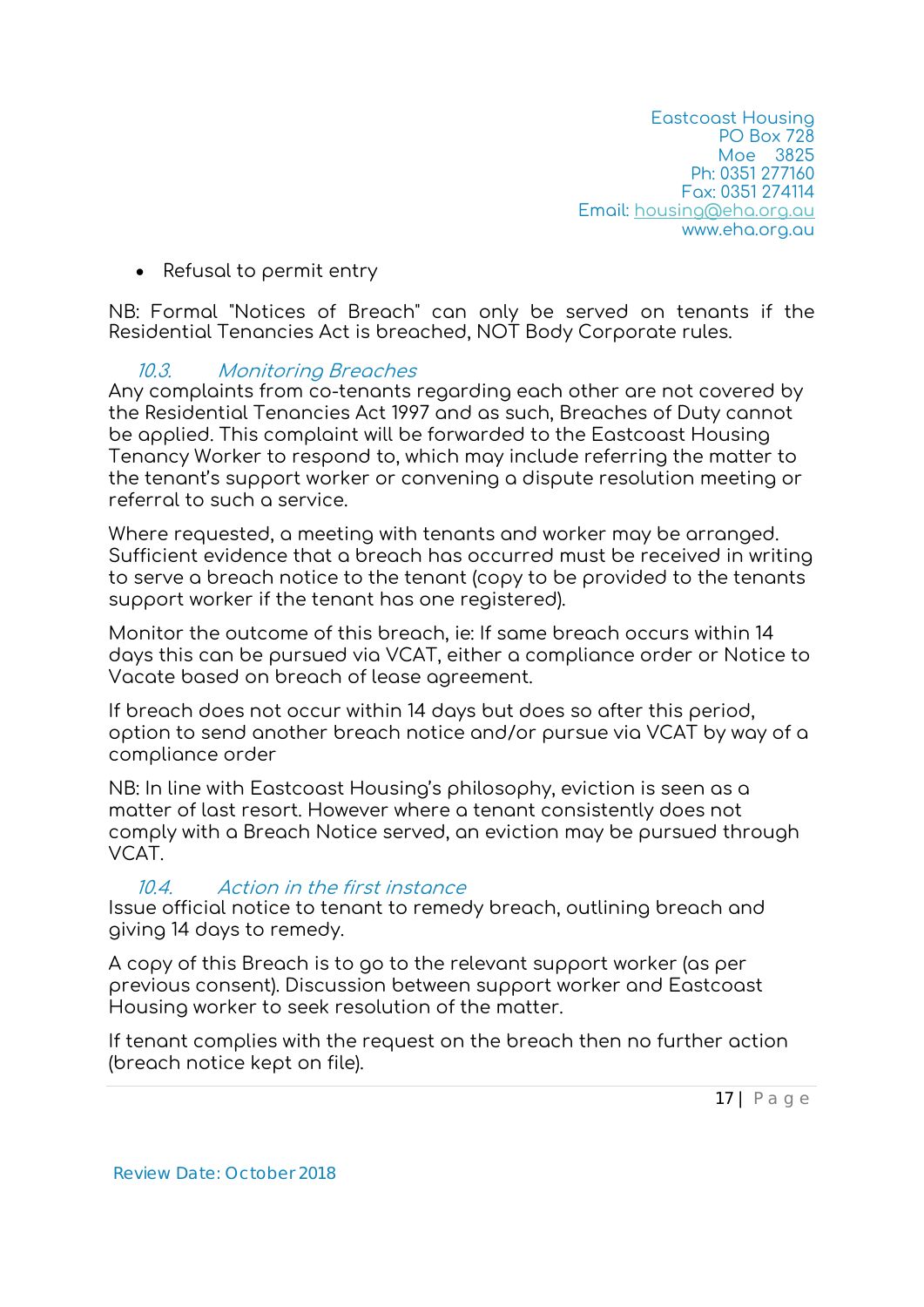- Refusal to permit entry

NB: Formal "Notices of Breach" can only be served on tenants if the Residential Tenancies Act is breached, NOT Body Corporate rules.

### *10.3. Monitoring Breaches*

Any complaints from co-tenants regarding each other are not covered by the Residential Tenancies Act 1997 and as such, Breaches of Duty cannot be applied. This complaint will be forwarded to the Eastcoast Housing Tenancy Worker to respond to, which may include referring the matter to the tenant's support worker or convening a dispute resolution meeting or referral to such a service.

Where requested, a meeting with tenants and worker may be arranged. Sufficient evidence that a breach has occurred must be received in writing to serve a breach notice to the tenant (copy to be provided to the tenants support worker if the tenant has one registered).

Monitor the outcome of this breach, ie: If same breach occurs within 14 days this can be pursued via VCAT, either a compliance order or Notice to Vacate based on breach of lease agreement.

If breach does not occur within 14 days but does so after this period, option to send another breach notice and/or pursue via VCAT by way of a compliance order

NB: In line with Eastcoast Housing's philosophy, eviction is seen as a matter of last resort. However where a tenant consistently does not comply with a Breach Notice served, an eviction may be pursued through VCAT.

### *10.4. Action in the first instance*

Issue official notice to tenant to remedy breach, outlining breach and giving 14 days to remedy.

A copy of this Breach is to go to the relevant support worker (as per previous consent). Discussion between support worker and Eastcoast Housing worker to seek resolution of the matter.

If tenant complies with the request on the breach then no further action (breach notice kept on file).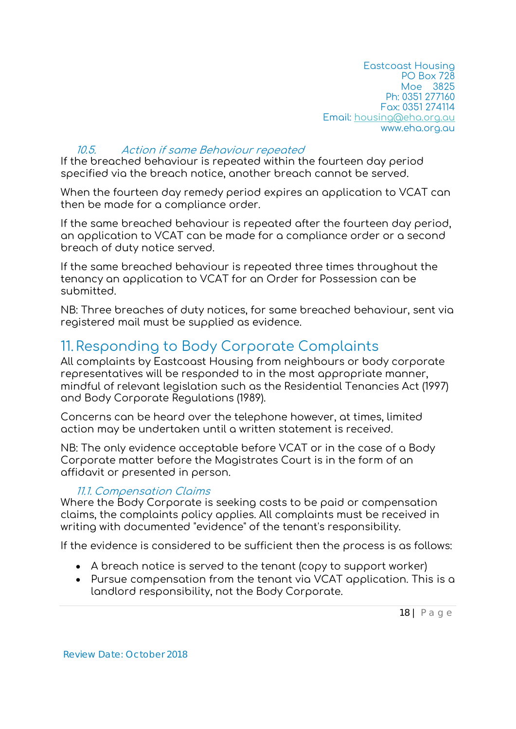### 10.5. *Action if same Behaviour repeated*

If the breached behaviour is repeated within the fourteen day period specified via the breach notice, another breach cannot be served.

When the fourteen day remedy period expires an application to VCAT can then be made for a compliance order.

If the same breached behaviour is repeated after the fourteen day period, an application to VCAT can be made for a compliance order or a second breach of duty notice served.

If the same breached behaviour is repeated three times throughout the tenancy an application to VCAT for an Order for Possession can be submitted.

NB: Three breaches of duty notices, for same breached behaviour, sent via registered mail must be supplied as evidence.

## 11. Responding to Body Corporate Complaints

All complaints by Eastcoast Housing from neighbours or body corporate representatives will be responded to in the most appropriate manner, mindful of relevant legislation such as the Residential Tenancies Act (1997) and Body Corporate Regulations (1989).

Concerns can be heard over the telephone however, at times, limited action may be undertaken until a written statement is received.

NB: The only evidence acceptable before VCAT or in the case of a Body Corporate matter before the Magistrates Court is in the form of an affidavit or presented in person.

### 11.1. *Compensation Claims*

Where the Body Corporate is seeking costs to be paid or compensation claims, the complaints policy applies. All complaints must be received in writing with documented "evidence" of the tenant's responsibility.

If the evidence is considered to be sufficient then the process is as follows:

- A breach notice is served to the tenant (copy to support worker)
- Pursue compensation from the tenant via VCAT application. This is a landlord responsibility, not the Body Corporate.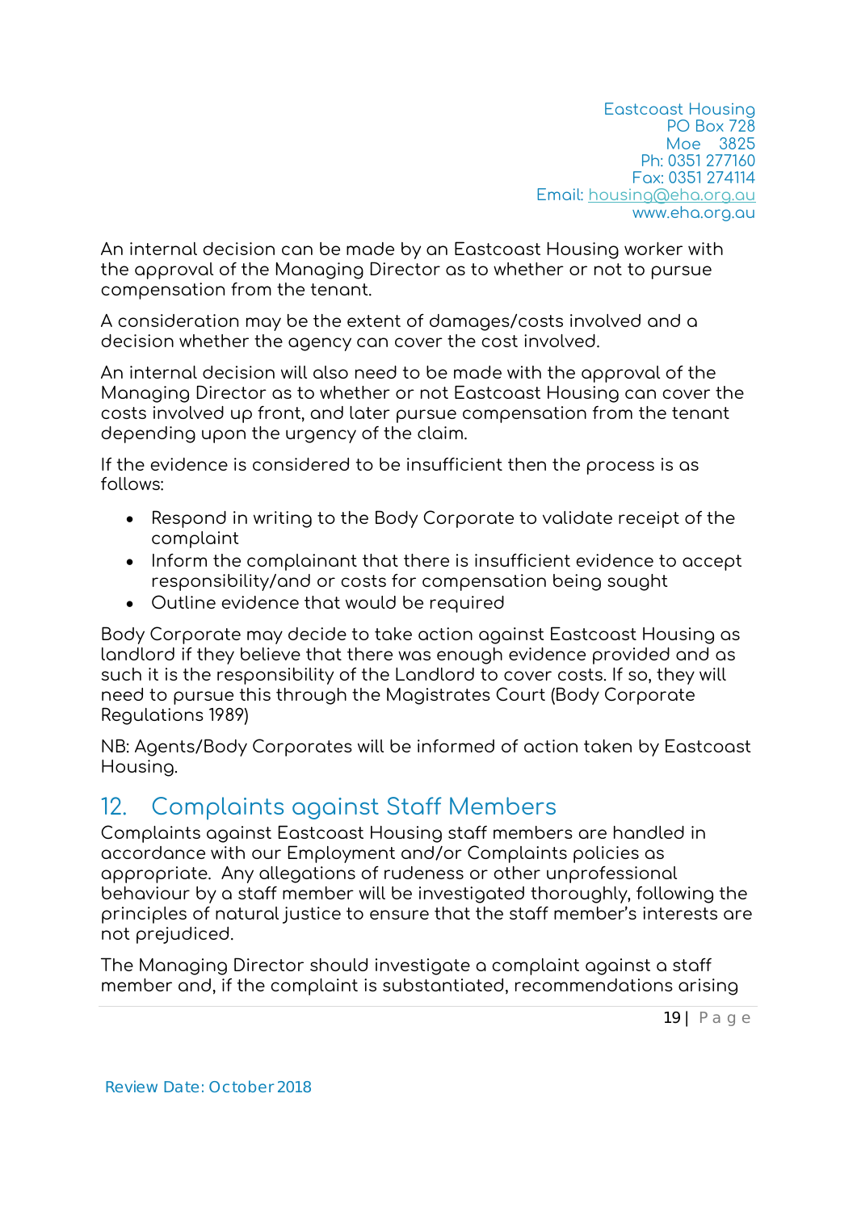An internal decision can be made by an Eastcoast Housing worker with the approval of the Managing Director as to whether or not to pursue compensation from the tenant.

A consideration may be the extent of damages/costs involved and a decision whether the agency can cover the cost involved.

An internal decision will also need to be made with the approval of the Managing Director as to whether or not Eastcoast Housing can cover the costs involved up front, and later pursue compensation from the tenant depending upon the urgency of the claim.

If the evidence is considered to be insufficient then the process is as follows:

- Respond in writing to the Body Corporate to validate receipt of the complaint
- Inform the complainant that there is insufficient evidence to accept responsibility/and or costs for compensation being sought
- Outline evidence that would be required

Body Corporate may decide to take action against Eastcoast Housing as landlord if they believe that there was enough evidence provided and as such it is the responsibility of the Landlord to cover costs. If so, they will need to pursue this through the Magistrates Court (Body Corporate Regulations 1989)

NB: Agents/Body Corporates will be informed of action taken by Eastcoast Housing.

## 12. Complaints against Staff Members

Complaints against Eastcoast Housing staff members are handled in accordance with our Employment and/or Complaints policies as appropriate. Any allegations of rudeness or other unprofessional behaviour by a staff member will be investigated thoroughly, following the principles of natural justice to ensure that the staff member's interests are not prejudiced.

The Managing Director should investigate a complaint against a staff member and, if the complaint is substantiated, recommendations arising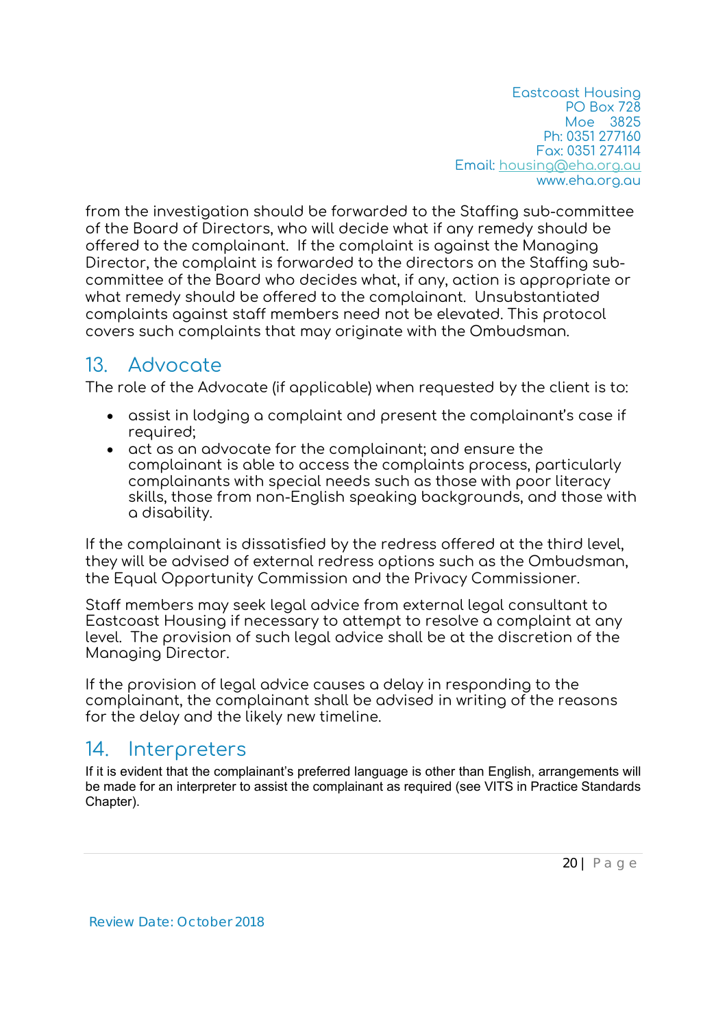from the investigation should be forwarded to the Staffing sub-committee of the Board of Directors, who will decide what if any remedy should be offered to the complainant. If the complaint is against the Managing Director, the complaint is forwarded to the directors on the Staffing sub-committee of the Board who decides what, if any, action is appropriate or what remedy should be offered to the complainant. Unsubstantiated complaints against staff members need not be elevated. This protocol covers such complaints that may originate with the Ombudsman.

## 13. Advocate

The role of the Advocate (if applicable) when requested by the client is to:

- assist in lodging a complaint and present the complainant's case if required;
- act as an advocate for the complainant; and ensure the complainant is able to access the complaints process, particularly complainants with special needs such as those with poor literacy skills, those from non-English speaking backgrounds, and those with a disability.

If the complainant is dissatisfied by the redress offered at the third level, they will be advised of external redress options such as the Ombudsman, the Equal Opportunity Commission and the Privacy Commissioner.

Staff members may seek legal advice from external legal consultant to Eastcoast Housing if necessary to attempt to resolve a complaint at any level. The provision of such legal advice shall be at the discretion of the Managing Director.

If the provision of legal advice causes a delay in responding to the complainant, the complainant shall be advised in writing of the reasons for the delay and the likely new timeline.

## 14. Interpreters

If it is evident that the complainant's preferred language is other than English, arrangements will be made for an interpreter to assist the complainant as required (see VITS in Practice Standards Chapter).